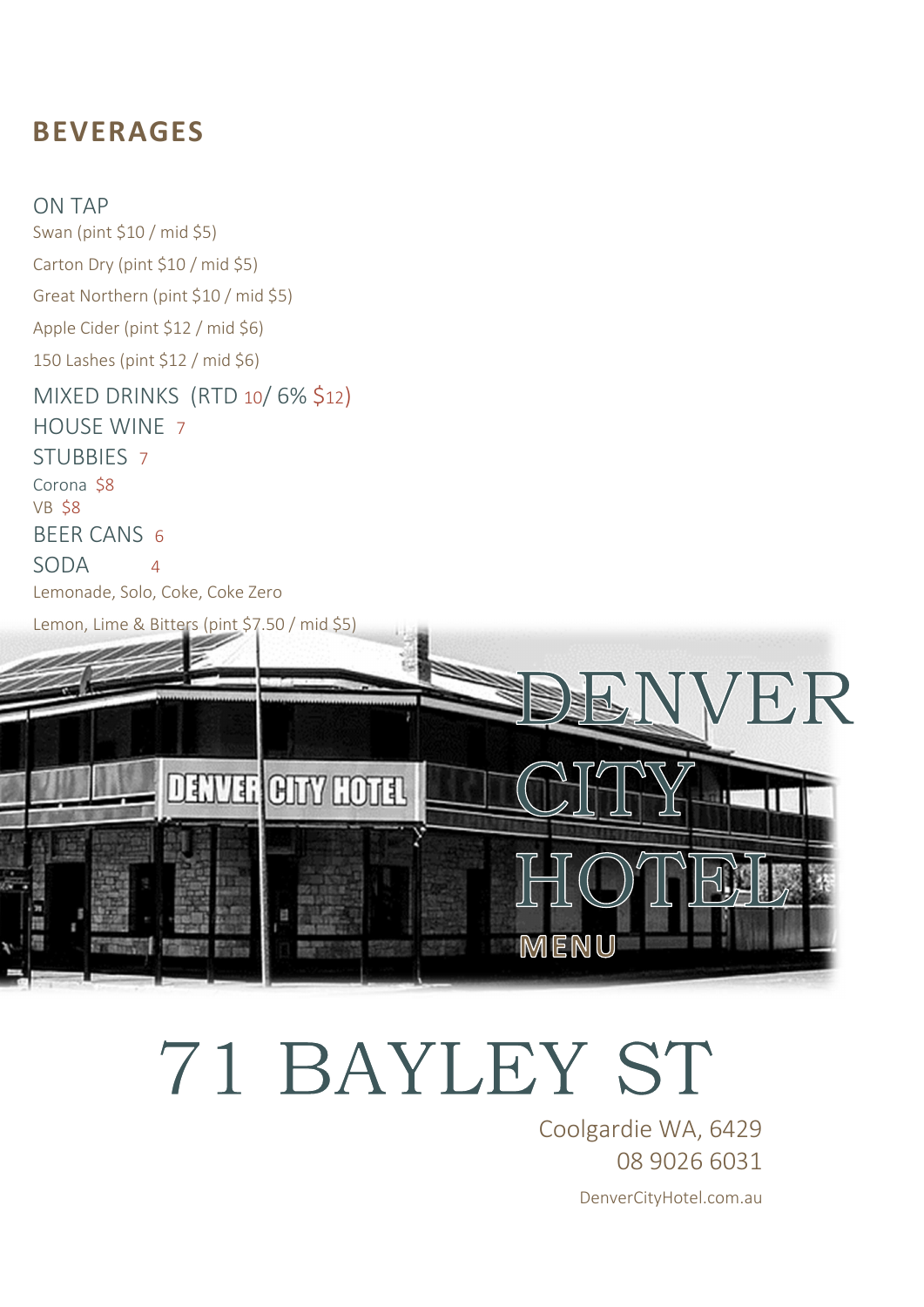## BEVERAGES

### ON TAP

Swan (pint $10 / mid $5)

Carton Dry (pint $10 / mid $5)

Great Northern (pint $10 / mid $5)

Apple Cider (pint $12 / mid $6)

150 Lashes (pint $12 / mid $6)

### MIXED DRINKS (RTD 10/ 6% $12)

### HOUSE WINE 7

### STUBBIES 7

Corona $8
VB $8

### BEER CANS 6

### SODA 4

Lemonade, Solo, Coke, Coke Zero

Lemon, Lime & Bitters (pint $7.50 / mid $5)

# DENVER CITY HOTEL

MENU

# 71 BAYLEY ST

Coolgardie WA, 6429
08 9026 6031

DenverCityHotel.com.au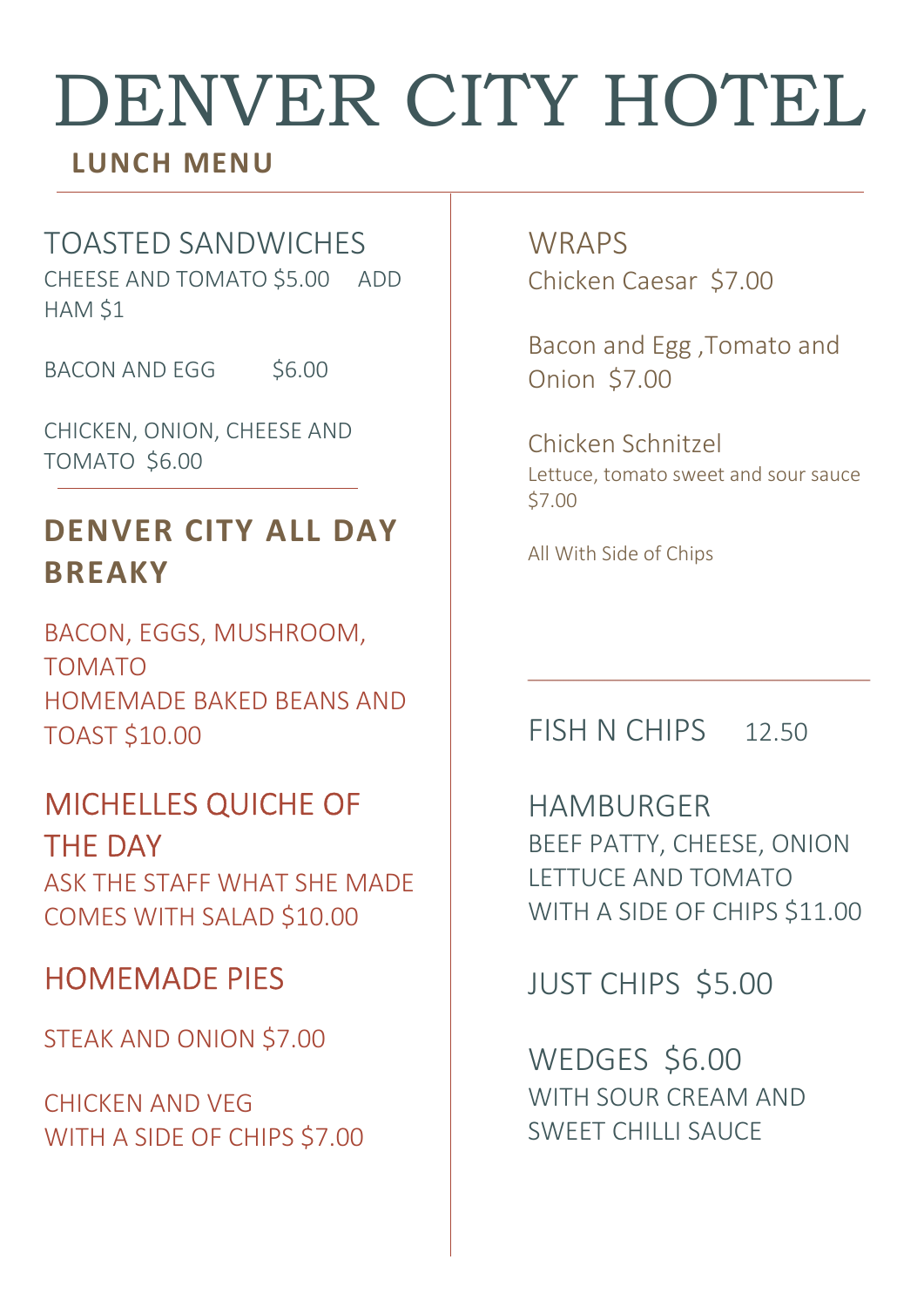# DENVER CITY HOTEL

**LUNCH MENU**

## TOASTED SANDWICHES

CHEESE AND TOMATO $5.00 ADD HAM $1

BACON AND EGG $6.00

CHICKEN, ONION, CHEESE AND TOMATO $6.00

## DENVER CITY ALL DAY BREAKY

BACON, EGGS, MUSHROOM, TOMATO
HOMEMADE BAKED BEANS AND TOAST $10.00

## MICHELLES QUICHE OF THE DAY

ASK THE STAFF WHAT SHE MADE
COMES WITH SALAD $10.00

## HOMEMADE PIES

STEAK AND ONION $7.00

CHICKEN AND VEG
WITH A SIDE OF CHIPS $7.00

## WRAPS

Chicken Caesar $7.00

Bacon and Egg ,Tomato and Onion $7.00

Chicken Schnitzel
Lettuce, tomato sweet and sour sauce
$7.00

All With Side of Chips

## FISH N CHIPS 12.50

## HAMBURGER

BEEF PATTY, CHEESE, ONION
LETTUCE AND TOMATO
WITH A SIDE OF CHIPS $11.00

## JUST CHIPS $5.00

## WEDGES $6.00

WITH SOUR CREAM AND SWEET CHILLI SAUCE